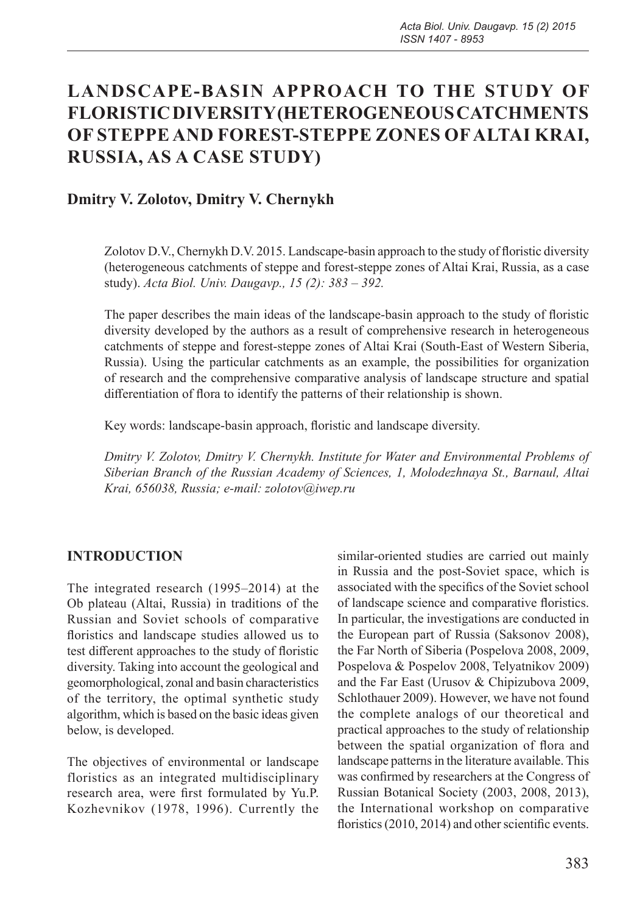# LANDSCAPE-BASIN APPROACH TO THE STUDY OF FLORISTIC DIVERSITY (HETEROGENEOUS CATCHMENTS OF STEPPE AND FOREST-STEPPE ZONES OF ALTAI KRAI, RUSSIA, AS A CASE STUDY)

**Dmitry V. Zolotov, Dmitry V. Chernykh**

Zolotov D.V., Chernykh D.V. 2015. Landscape-basin approach to the study of floristic diversity (heterogeneous catchments of steppe and forest-steppe zones of Altai Krai, Russia, as a case study). *Acta Biol. Univ. Daugavp., 15 (2): 383 – 392.*

The paper describes the main ideas of the landscape-basin approach to the study of floristic diversity developed by the authors as a result of comprehensive research in heterogeneous catchments of steppe and forest-steppe zones of Altai Krai (South-East of Western Siberia, Russia). Using the particular catchments as an example, the possibilities for organization of research and the comprehensive comparative analysis of landscape structure and spatial differentiation of flora to identify the patterns of their relationship is shown.

Key words: landscape-basin approach, floristic and landscape diversity.

*Dmitry V. Zolotov, Dmitry V. Chernykh. Institute for Water and Environmental Problems of Siberian Branch of the Russian Academy of Sciences, 1, Molodezhnaya St., Barnaul, Altai Krai, 656038, Russia; e-mail: zolotov@iwep.ru*

## INTRODUCTION

The integrated research (1995–2014) at the Ob plateau (Altai, Russia) in traditions of the Russian and Soviet schools of comparative floristics and landscape studies allowed us to test different approaches to the study of floristic diversity. Taking into account the geological and geomorphological, zonal and basin characteristics of the territory, the optimal synthetic study algorithm, which is based on the basic ideas given below, is developed.

The objectives of environmental or landscape floristics as an integrated multidisciplinary research area, were first formulated by Yu.P. Kozhevnikov (1978, 1996). Currently the similar-oriented studies are carried out mainly in Russia and the post-Soviet space, which is associated with the specifics of the Soviet school of landscape science and comparative floristics. In particular, the investigations are conducted in the European part of Russia (Saksonov 2008), the Far North of Siberia (Pospelova 2008, 2009, Pospelova & Pospelov 2008, Telyatnikov 2009) and the Far East (Urusov & Chipizubova 2009, Schlothauer 2009). However, we have not found the complete analogs of our theoretical and practical approaches to the study of relationship between the spatial organization of flora and landscape patterns in the literature available. This was confirmed by researchers at the Congress of Russian Botanical Society (2003, 2008, 2013), the International workshop on comparative floristics (2010, 2014) and other scientific events.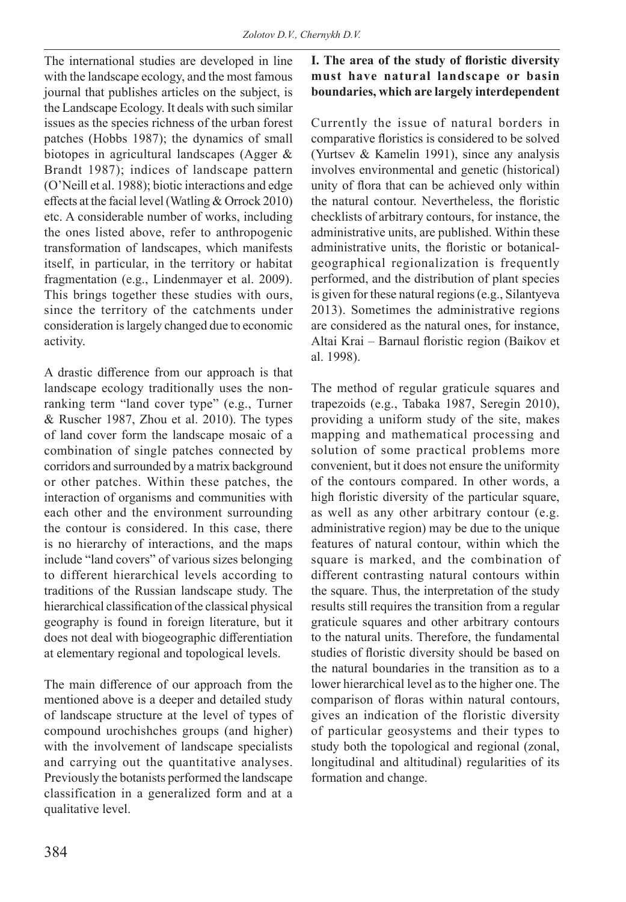The international studies are developed in line with the landscape ecology, and the most famous journal that publishes articles on the subject, is the Landscape Ecology. It deals with such similar issues as the species richness of the urban forest patches (Hobbs 1987); the dynamics of small biotopes in agricultural landscapes (Agger & Brandt 1987); indices of landscape pattern (O'Neill et al. 1988); biotic interactions and edge effects at the facial level (Watling & Orrock 2010) etc. A considerable number of works, including the ones listed above, refer to anthropogenic transformation of landscapes, which manifests itself, in particular, in the territory or habitat fragmentation (e.g., Lindenmayer et al. 2009). This brings together these studies with ours, since the territory of the catchments under consideration is largely changed due to economic activity.

A drastic difference from our approach is that landscape ecology traditionally uses the non-ranking term "land cover type" (e.g., Turner & Ruscher 1987, Zhou et al. 2010). The types of land cover form the landscape mosaic of a combination of single patches connected by corridors and surrounded by a matrix background or other patches. Within these patches, the interaction of organisms and communities with each other and the environment surrounding the contour is considered. In this case, there is no hierarchy of interactions, and the maps include "land covers" of various sizes belonging to different hierarchical levels according to traditions of the Russian landscape study. The hierarchical classification of the classical physical geography is found in foreign literature, but it does not deal with biogeographic differentiation at elementary regional and topological levels.

The main difference of our approach from the mentioned above is a deeper and detailed study of landscape structure at the level of types of compound urochishches groups (and higher) with the involvement of landscape specialists and carrying out the quantitative analyses. Previously the botanists performed the landscape classification in a generalized form and at a qualitative level.

**I. The area of the study of floristic diversity must have natural landscape or basin boundaries, which are largely interdependent**

Currently the issue of natural borders in comparative floristics is considered to be solved (Yurtsev & Kamelin 1991), since any analysis involves environmental and genetic (historical) unity of flora that can be achieved only within the natural contour. Nevertheless, the floristic checklists of arbitrary contours, for instance, the administrative units, are published. Within these administrative units, the floristic or botanical-geographical regionalization is frequently performed, and the distribution of plant species is given for these natural regions (e.g., Silantyeva 2013). Sometimes the administrative regions are considered as the natural ones, for instance, Altai Krai – Barnaul floristic region (Baikov et al. 1998).

The method of regular graticule squares and trapezoids (e.g., Tabaka 1987, Seregin 2010), providing a uniform study of the site, makes mapping and mathematical processing and solution of some practical problems more convenient, but it does not ensure the uniformity of the contours compared. In other words, a high floristic diversity of the particular square, as well as any other arbitrary contour (e.g. administrative region) may be due to the unique features of natural contour, within which the square is marked, and the combination of different contrasting natural contours within the square. Thus, the interpretation of the study results still requires the transition from a regular graticule squares and other arbitrary contours to the natural units. Therefore, the fundamental studies of floristic diversity should be based on the natural boundaries in the transition as to a lower hierarchical level as to the higher one. The comparison of floras within natural contours, gives an indication of the floristic diversity of particular geosystems and their types to study both the topological and regional (zonal, longitudinal and altitudinal) regularities of its formation and change.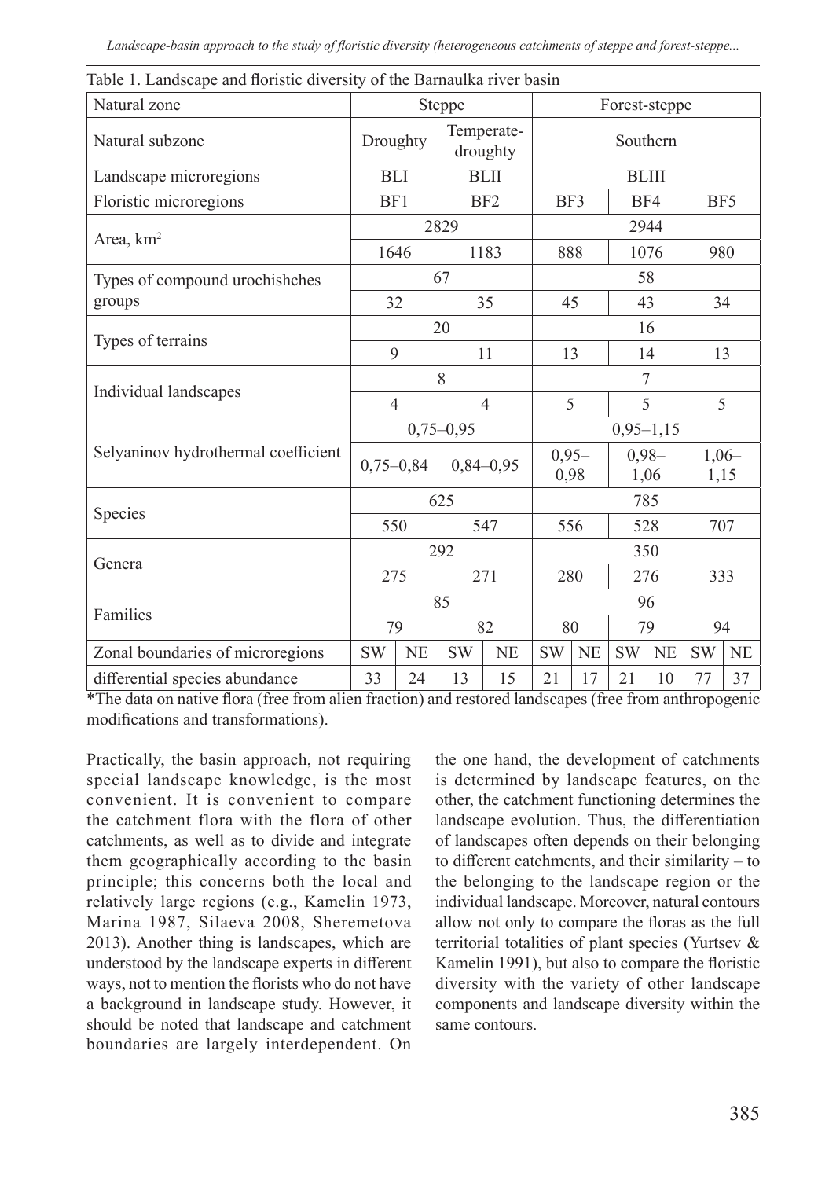Table 1. Landscape and floristic diversity of the Barnaulka river basin

| Natural zone | Steppe | | | | Forest-steppe | | | | | |
|---|---|---|---|---|---|---|---|---|---|---|
| Natural subzone | Droughty | | Temperate-droughty | | Southern | | | | | |
| Landscape microregions | BLI | | BLII | | BLIII | | | | | |
| Floristic microregions | BF1 | | BF2 | | BF3 | | BF4 | | BF5 | |
| Area, km² | 2829 | | | | 2944 | | | | | |
| | 1646 | | 1183 | | 888 | | 1076 | | 980 | |
| Types of compound urochishches groups | 67 | | | | 58 | | | | | |
| | 32 | | 35 | | 45 | | 43 | | 34 | |
| Types of terrains | 20 | | | | 16 | | | | | |
| | 9 | | 11 | | 13 | | 14 | | 13 | |
| Individual landscapes | 8 | | | | 7 | | | | | |
| | 4 | | 4 | | 5 | | 5 | | 5 | |
| Selyaninov hydrothermal coefficient | 0,75–0,95 | | | | 0,95–1,15 | | | | | |
| | 0,75–0,84 | | 0,84–0,95 | | 0,95–0,98 | | 0,98–1,06 | | 1,06–1,15 | |
| Species | 625 | | | | 785 | | | | | |
| | 550 | | 547 | | 556 | | 528 | | 707 | |
| Genera | 292 | | | | 350 | | | | | |
| | 275 | | 271 | | 280 | | 276 | | 333 | |
| Families | 85 | | | | 96 | | | | | |
| | 79 | | 82 | | 80 | | 79 | | 94 | |
| Zonal boundaries of microregions | SW | NE | SW | NE | SW | NE | SW | NE | SW | NE |
| differential species abundance | 33 | 24 | 13 | 15 | 21 | 17 | 21 | 10 | 77 | 37 |

*The data on native flora (free from alien fraction) and restored landscapes (free from anthropogenic modifications and transformations).

Practically, the basin approach, not requiring special landscape knowledge, is the most convenient. It is convenient to compare the catchment flora with the flora of other catchments, as well as to divide and integrate them geographically according to the basin principle; this concerns both the local and relatively large regions (e.g., Kamelin 1973, Marina 1987, Silaeva 2008, Sheremetova 2013). Another thing is landscapes, which are understood by the landscape experts in different ways, not to mention the florists who do not have a background in landscape study. However, it should be noted that landscape and catchment boundaries are largely interdependent. On the one hand, the development of catchments is determined by landscape features, on the other, the catchment functioning determines the landscape evolution. Thus, the differentiation of landscapes often depends on their belonging to different catchments, and their similarity – to the belonging to the landscape region or the individual landscape. Moreover, natural contours allow not only to compare the floras as the full territorial totalities of plant species (Yurtsev & Kamelin 1991), but also to compare the floristic diversity with the variety of other landscape components and landscape diversity within the same contours.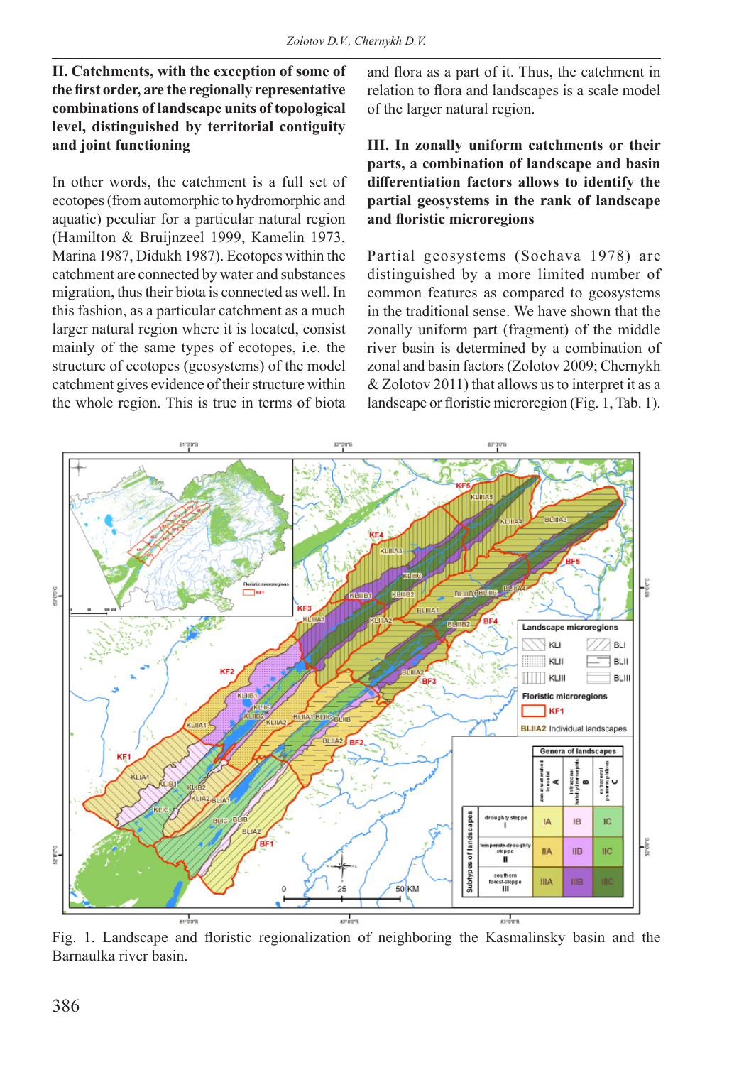**II. Catchments, with the exception of some of the first order, are the regionally representative combinations of landscape units of topological level, distinguished by territorial contiguity and joint functioning**

In other words, the catchment is a full set of ecotopes (from automorphic to hydromorphic and aquatic) peculiar for a particular natural region (Hamilton & Bruijnzeel 1999, Kamelin 1973, Marina 1987, Didukh 1987). Ecotopes within the catchment are connected by water and substances migration, thus their biota is connected as well. In this fashion, as a particular catchment as a much larger natural region where it is located, consist mainly of the same types of ecotopes, i.e. the structure of ecotopes (geosystems) of the model catchment gives evidence of their structure within the whole region. This is true in terms of biota and flora as a part of it. Thus, the catchment in relation to flora and landscapes is a scale model of the larger natural region.

**III. In zonally uniform catchments or their parts, a combination of landscape and basin differentiation factors allows to identify the partial geosystems in the rank of landscape and floristic microregions**

Partial geosystems (Sochava 1978) are distinguished by a more limited number of common features as compared to geosystems in the traditional sense. We have shown that the zonally uniform part (fragment) of the middle river basin is determined by a combination of zonal and basin factors (Zolotov 2009; Chernykh & Zolotov 2011) that allows us to interpret it as a landscape or floristic microregion (Fig. 1, Tab. 1).

Fig. 1. Landscape and floristic regionalization of neighboring the Kasmalinsky basin and the Barnaulka river basin.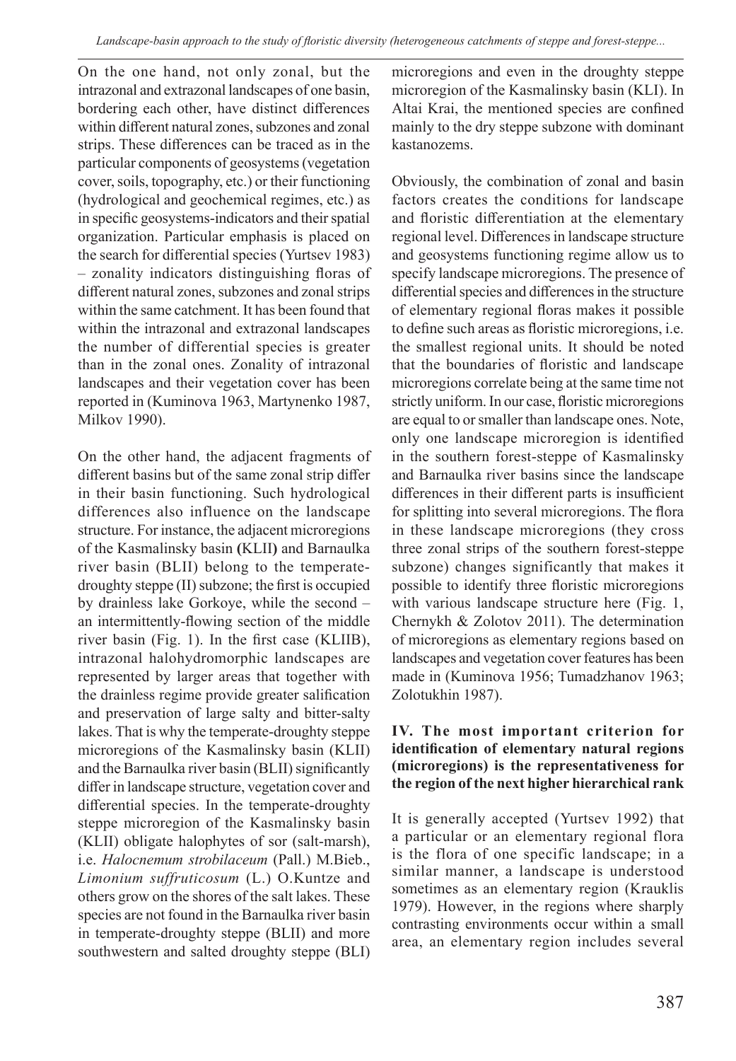On the one hand, not only zonal, but the intrazonal and extrazonal landscapes of one basin, bordering each other, have distinct differences within different natural zones, subzones and zonal strips. These differences can be traced as in the particular components of geosystems (vegetation cover, soils, topography, etc.) or their functioning (hydrological and geochemical regimes, etc.) as in specific geosystems-indicators and their spatial organization. Particular emphasis is placed on the search for differential species (Yurtsev 1983) – zonality indicators distinguishing floras of different natural zones, subzones and zonal strips within the same catchment. It has been found that within the intrazonal and extrazonal landscapes the number of differential species is greater than in the zonal ones. Zonality of intrazonal landscapes and their vegetation cover has been reported in (Kuminova 1963, Martynenko 1987, Milkov 1990).

On the other hand, the adjacent fragments of different basins but of the same zonal strip differ in their basin functioning. Such hydrological differences also influence on the landscape structure. For instance, the adjacent microregions of the Kasmalinsky basin **(**KLII**)** and Barnaulka river basin (BLII) belong to the temperate-droughty steppe (II) subzone; the first is occupied by drainless lake Gorkoye, while the second – an intermittently-flowing section of the middle river basin (Fig. 1). In the first case (KLIIB), intrazonal halohydromorphic landscapes are represented by larger areas that together with the drainless regime provide greater salification and preservation of large salty and bitter-salty lakes. That is why the temperate-droughty steppe microregions of the Kasmalinsky basin (KLII) and the Barnaulka river basin (BLII) significantly differ in landscape structure, vegetation cover and differential species. In the temperate-droughty steppe microregion of the Kasmalinsky basin (KLII) obligate halophytes of sor (salt-marsh), i.e. *Halocnemum strobilaceum* (Pall.) M.Bieb., *Limonium suffruticosum* (L.) O.Kuntze and others grow on the shores of the salt lakes. These species are not found in the Barnaulka river basin in temperate-droughty steppe (BLII) and more southwestern and salted droughty steppe (BLI) microregions and even in the droughty steppe microregion of the Kasmalinsky basin (KLI). In Altai Krai, the mentioned species are confined mainly to the dry steppe subzone with dominant kastanozems.

Obviously, the combination of zonal and basin factors creates the conditions for landscape and floristic differentiation at the elementary regional level. Differences in landscape structure and geosystems functioning regime allow us to specify landscape microregions. The presence of differential species and differences in the structure of elementary regional floras makes it possible to define such areas as floristic microregions, i.e. the smallest regional units. It should be noted that the boundaries of floristic and landscape microregions correlate being at the same time not strictly uniform. In our case, floristic microregions are equal to or smaller than landscape ones. Note, only one landscape microregion is identified in the southern forest-steppe of Kasmalinsky and Barnaulka river basins since the landscape differences in their different parts is insufficient for splitting into several microregions. The flora in these landscape microregions (they cross three zonal strips of the southern forest-steppe subzone) changes significantly that makes it possible to identify three floristic microregions with various landscape structure here (Fig. 1, Chernykh & Zolotov 2011). The determination of microregions as elementary regions based on landscapes and vegetation cover features has been made in (Kuminova 1956; Tumadzhanov 1963; Zolotukhin 1987).

### IV. The most important criterion for identification of elementary natural regions (microregions) is the representativeness for the region of the next higher hierarchical rank

It is generally accepted (Yurtsev 1992) that a particular or an elementary regional flora is the flora of one specific landscape; in a similar manner, a landscape is understood sometimes as an elementary region (Krauklis 1979). However, in the regions where sharply contrasting environments occur within a small area, an elementary region includes several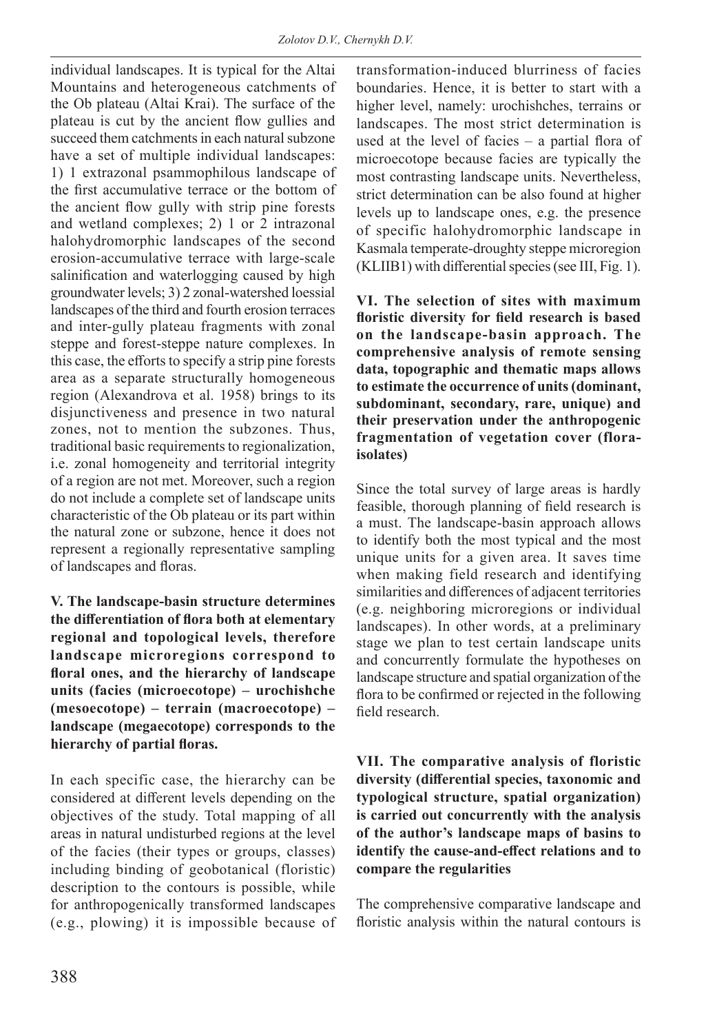individual landscapes. It is typical for the Altai Mountains and heterogeneous catchments of the Ob plateau (Altai Krai). The surface of the plateau is cut by the ancient flow gullies and succeed them catchments in each natural subzone have a set of multiple individual landscapes: 1) 1 extrazonal psammophilous landscape of the first accumulative terrace or the bottom of the ancient flow gully with strip pine forests and wetland complexes; 2) 1 or 2 intrazonal halohydromorphic landscapes of the second erosion-accumulative terrace with large-scale salinification and waterlogging caused by high groundwater levels; 3) 2 zonal-watershed loessial landscapes of the third and fourth erosion terraces and inter-gully plateau fragments with zonal steppe and forest-steppe nature complexes. In this case, the efforts to specify a strip pine forests area as a separate structurally homogeneous region (Alexandrova et al. 1958) brings to its disjunctiveness and presence in two natural zones, not to mention the subzones. Thus, traditional basic requirements to regionalization, i.e. zonal homogeneity and territorial integrity of a region are not met. Moreover, such a region do not include a complete set of landscape units characteristic of the Ob plateau or its part within the natural zone or subzone, hence it does not represent a regionally representative sampling of landscapes and floras.

**V. The landscape-basin structure determines the differentiation of flora both at elementary regional and topological levels, therefore landscape microregions correspond to floral ones, and the hierarchy of landscape units (facies (microecotope) – urochishche (mesoecotope) – terrain (macroecotope) – landscape (megaecotope) corresponds to the hierarchy of partial floras.**

In each specific case, the hierarchy can be considered at different levels depending on the objectives of the study. Total mapping of all areas in natural undisturbed regions at the level of the facies (their types or groups, classes) including binding of geobotanical (floristic) description to the contours is possible, while for anthropogenically transformed landscapes (e.g., plowing) it is impossible because of transformation-induced blurriness of facies boundaries. Hence, it is better to start with a higher level, namely: urochishches, terrains or landscapes. The most strict determination is used at the level of facies – a partial flora of microecotope because facies are typically the most contrasting landscape units. Nevertheless, strict determination can be also found at higher levels up to landscape ones, e.g. the presence of specific halohydromorphic landscape in Kasmala temperate-droughty steppe microregion (KLIIB1) with differential species (see III, Fig. 1).

**VI. The selection of sites with maximum floristic diversity for field research is based on the landscape-basin approach. The comprehensive analysis of remote sensing data, topographic and thematic maps allows to estimate the occurrence of units (dominant, subdominant, secondary, rare, unique) and their preservation under the anthropogenic fragmentation of vegetation cover (flora-isolates)**

Since the total survey of large areas is hardly feasible, thorough planning of field research is a must. The landscape-basin approach allows to identify both the most typical and the most unique units for a given area. It saves time when making field research and identifying similarities and differences of adjacent territories (e.g. neighboring microregions or individual landscapes). In other words, at a preliminary stage we plan to test certain landscape units and concurrently formulate the hypotheses on landscape structure and spatial organization of the flora to be confirmed or rejected in the following field research.

**VII. The comparative analysis of floristic diversity (differential species, taxonomic and typological structure, spatial organization) is carried out concurrently with the analysis of the author's landscape maps of basins to identify the cause-and-effect relations and to compare the regularities**

The comprehensive comparative landscape and floristic analysis within the natural contours is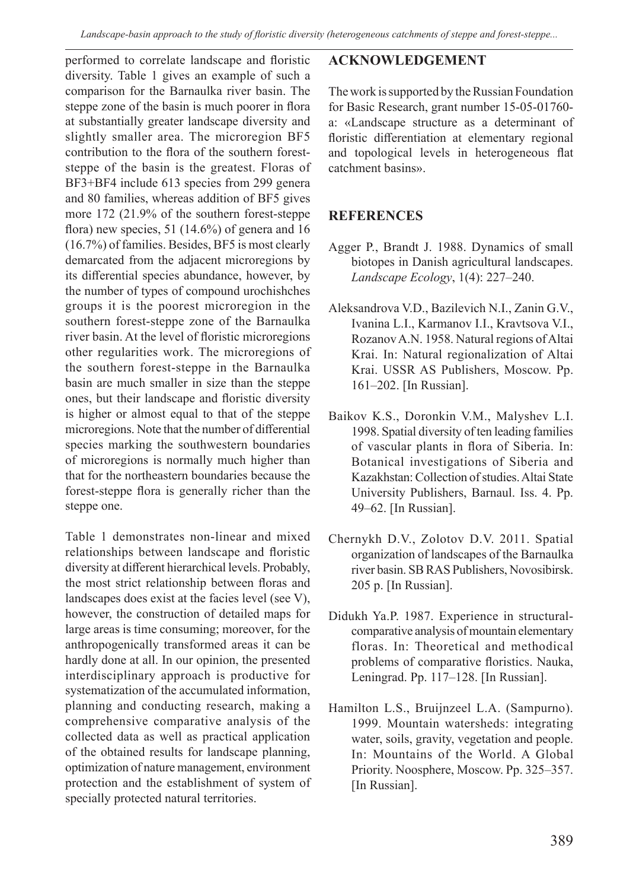performed to correlate landscape and floristic diversity. Table 1 gives an example of such a comparison for the Barnaulka river basin. The steppe zone of the basin is much poorer in flora at substantially greater landscape diversity and slightly smaller area. The microregion BF5 contribution to the flora of the southern forest-steppe of the basin is the greatest. Floras of BF3+BF4 include 613 species from 299 genera and 80 families, whereas addition of BF5 gives more 172 (21.9% of the southern forest-steppe flora) new species, 51 (14.6%) of genera and 16 (16.7%) of families. Besides, BF5 is most clearly demarcated from the adjacent microregions by its differential species abundance, however, by the number of types of compound urochishches groups it is the poorest microregion in the southern forest-steppe zone of the Barnaulka river basin. At the level of floristic microregions other regularities work. The microregions of the southern forest-steppe in the Barnaulka basin are much smaller in size than the steppe ones, but their landscape and floristic diversity is higher or almost equal to that of the steppe microregions. Note that the number of differential species marking the southwestern boundaries of microregions is normally much higher than that for the northeastern boundaries because the forest-steppe flora is generally richer than the steppe one.

Table 1 demonstrates non-linear and mixed relationships between landscape and floristic diversity at different hierarchical levels. Probably, the most strict relationship between floras and landscapes does exist at the facies level (see V), however, the construction of detailed maps for large areas is time consuming; moreover, for the anthropogenically transformed areas it can be hardly done at all. In our opinion, the presented interdisciplinary approach is productive for systematization of the accumulated information, planning and conducting research, making a comprehensive comparative analysis of the collected data as well as practical application of the obtained results for landscape planning, optimization of nature management, environment protection and the establishment of system of specially protected natural territories.

## ACKNOWLEDGEMENT

The work is supported by the Russian Foundation for Basic Research, grant number 15-05-01760-a: «Landscape structure as a determinant of floristic differentiation at elementary regional and topological levels in heterogeneous flat catchment basins».

## REFERENCES

Agger P., Brandt J. 1988. Dynamics of small biotopes in Danish agricultural landscapes. *Landscape Ecology*, 1(4): 227–240.

Aleksandrova V.D., Bazilevich N.I., Zanin G.V., Ivanina L.I., Karmanov I.I., Kravtsova V.I., Rozanov A.N. 1958. Natural regions of Altai Krai. In: Natural regionalization of Altai Krai. USSR AS Publishers, Moscow. Pp. 161–202. [In Russian].

Baikov K.S., Doronkin V.M., Malyshev L.I. 1998. Spatial diversity of ten leading families of vascular plants in flora of Siberia. In: Botanical investigations of Siberia and Kazakhstan: Collection of studies. Altai State University Publishers, Barnaul. Iss. 4. Pp. 49–62. [In Russian].

Chernykh D.V., Zolotov D.V. 2011. Spatial organization of landscapes of the Barnaulka river basin. SB RAS Publishers, Novosibirsk. 205 p. [In Russian].

Didukh Ya.P. 1987. Experience in structural-comparative analysis of mountain elementary floras. In: Theoretical and methodical problems of comparative floristics. Nauka, Leningrad. Pp. 117–128. [In Russian].

Hamilton L.S., Bruijnzeel L.A. (Sampurno). 1999. Mountain watersheds: integrating water, soils, gravity, vegetation and people. In: Mountains of the World. A Global Priority. Noosphere, Moscow. Pp. 325–357. [In Russian].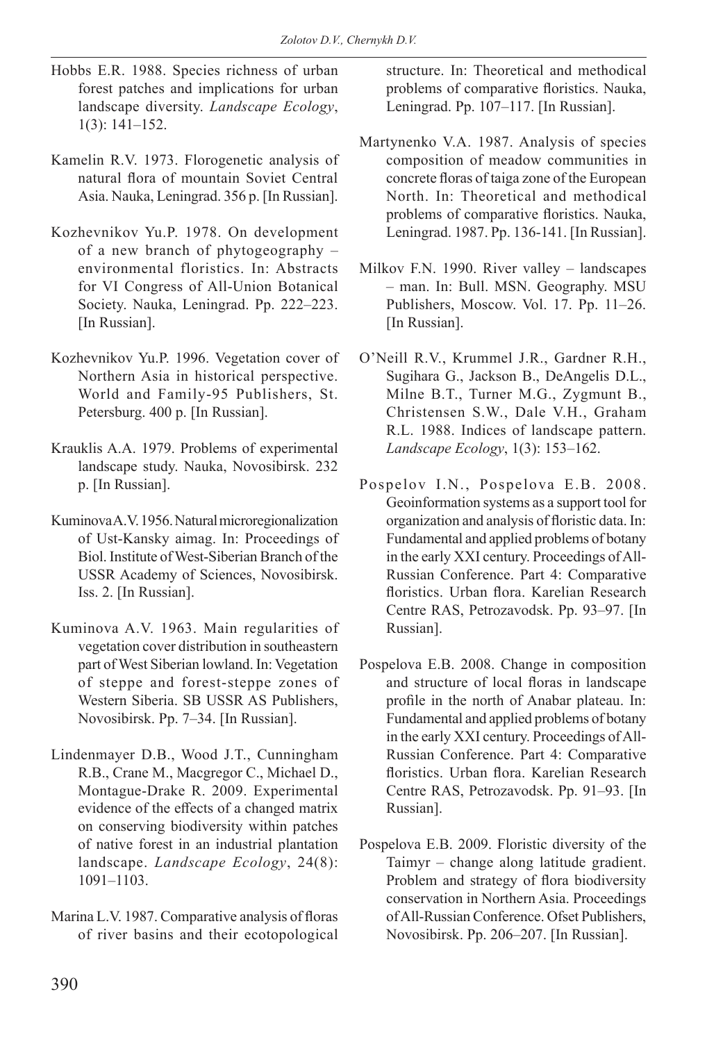Hobbs E.R. 1988. Species richness of urban forest patches and implications for urban landscape diversity. *Landscape Ecology*, 1(3): 141–152.

Kamelin R.V. 1973. Florogenetic analysis of natural flora of mountain Soviet Central Asia. Nauka, Leningrad. 356 p. [In Russian].

Kozhevnikov Yu.P. 1978. On development of a new branch of phytogeography – environmental floristics. In: Abstracts for VI Congress of All-Union Botanical Society. Nauka, Leningrad. Pp. 222–223. [In Russian].

Kozhevnikov Yu.P. 1996. Vegetation cover of Northern Asia in historical perspective. World and Family-95 Publishers, St. Petersburg. 400 p. [In Russian].

Krauklis A.A. 1979. Problems of experimental landscape study. Nauka, Novosibirsk. 232 p. [In Russian].

Kuminova A.V. 1956. Natural microregionalization of Ust-Kansky aimag. In: Proceedings of Biol. Institute of West-Siberian Branch of the USSR Academy of Sciences, Novosibirsk. Iss. 2. [In Russian].

Kuminova A.V. 1963. Main regularities of vegetation cover distribution in southeastern part of West Siberian lowland. In: Vegetation of steppe and forest-steppe zones of Western Siberia. SB USSR AS Publishers, Novosibirsk. Pp. 7–34. [In Russian].

Lindenmayer D.B., Wood J.T., Cunningham R.B., Crane M., Macgregor C., Michael D., Montague-Drake R. 2009. Experimental evidence of the effects of a changed matrix on conserving biodiversity within patches of native forest in an industrial plantation landscape. *Landscape Ecology*, 24(8): 1091–1103.

Marina L.V. 1987. Comparative analysis of floras of river basins and their ecotopological structure. In: Theoretical and methodical problems of comparative floristics. Nauka, Leningrad. Pp. 107–117. [In Russian].

Martynenko V.A. 1987. Analysis of species composition of meadow communities in concrete floras of taiga zone of the European North. In: Theoretical and methodical problems of comparative floristics. Nauka, Leningrad. 1987. Pp. 136-141. [In Russian].

Milkov F.N. 1990. River valley – landscapes – man. In: Bull. MSN. Geography. MSU Publishers, Moscow. Vol. 17. Pp. 11–26. [In Russian].

O'Neill R.V., Krummel J.R., Gardner R.H., Sugihara G., Jackson B., DeAngelis D.L., Milne B.T., Turner M.G., Zygmunt B., Christensen S.W., Dale V.H., Graham R.L. 1988. Indices of landscape pattern. *Landscape Ecology*, 1(3): 153–162.

Pospelov I.N., Pospelova E.B. 2008. Geoinformation systems as a support tool for organization and analysis of floristic data. In: Fundamental and applied problems of botany in the early XXI century. Proceedings of All-Russian Conference. Part 4: Comparative floristics. Urban flora. Karelian Research Centre RAS, Petrozavodsk. Pp. 93–97. [In Russian].

Pospelova E.B. 2008. Change in composition and structure of local floras in landscape profile in the north of Anabar plateau. In: Fundamental and applied problems of botany in the early XXI century. Proceedings of All-Russian Conference. Part 4: Comparative floristics. Urban flora. Karelian Research Centre RAS, Petrozavodsk. Pp. 91–93. [In Russian].

Pospelova E.B. 2009. Floristic diversity of the Taimyr – change along latitude gradient. Problem and strategy of flora biodiversity conservation in Northern Asia. Proceedings of All-Russian Conference. Ofset Publishers, Novosibirsk. Pp. 206–207. [In Russian].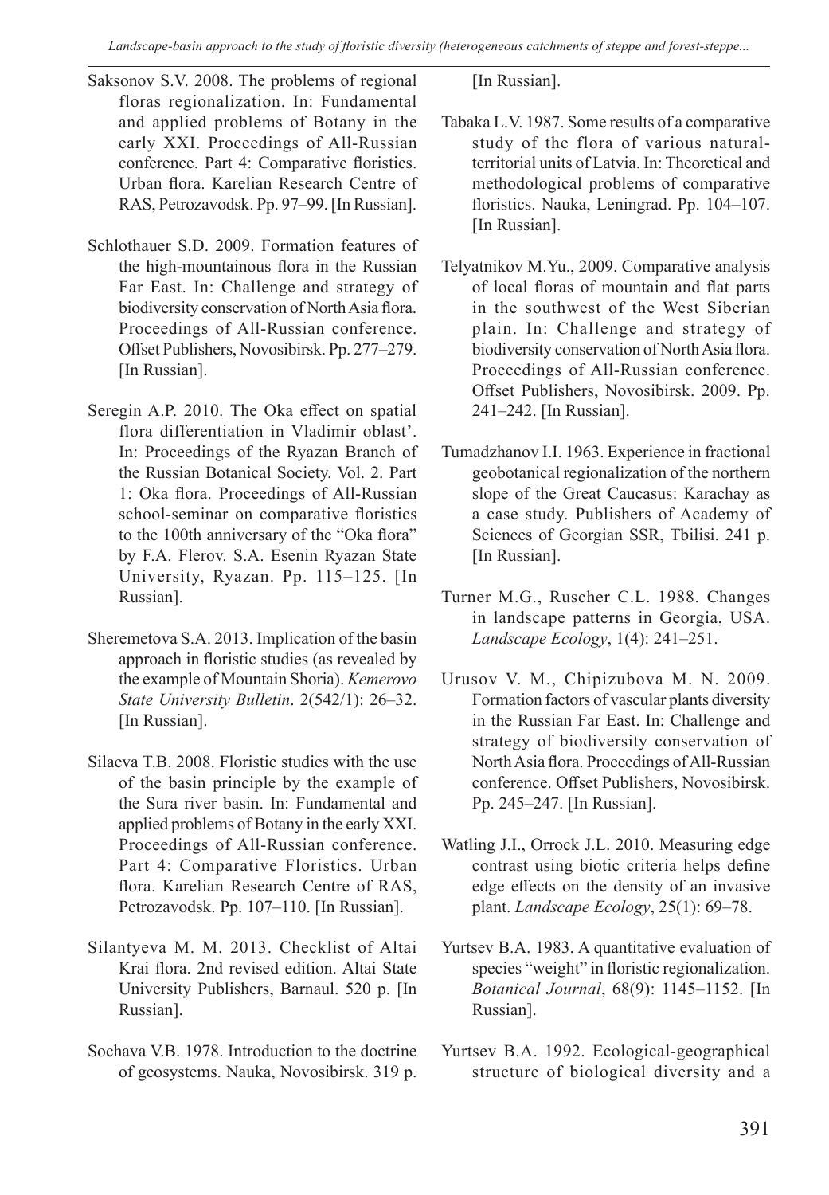Saksonov S.V. 2008. The problems of regional floras regionalization. In: Fundamental and applied problems of Botany in the early XXI. Proceedings of All-Russian conference. Part 4: Comparative floristics. Urban flora. Karelian Research Centre of RAS, Petrozavodsk. Pp. 97–99. [In Russian].

Schlothauer S.D. 2009. Formation features of the high-mountainous flora in the Russian Far East. In: Challenge and strategy of biodiversity conservation of North Asia flora. Proceedings of All-Russian conference. Offset Publishers, Novosibirsk. Pp. 277–279. [In Russian].

Seregin A.P. 2010. The Oka effect on spatial flora differentiation in Vladimir oblast'. In: Proceedings of the Ryazan Branch of the Russian Botanical Society. Vol. 2. Part 1: Oka flora. Proceedings of All-Russian school-seminar on comparative floristics to the 100th anniversary of the "Oka flora" by F.A. Flerov. S.A. Esenin Ryazan State University, Ryazan. Pp. 115–125. [In Russian].

Sheremetova S.A. 2013. Implication of the basin approach in floristic studies (as revealed by the example of Mountain Shoria). *Kemerovo State University Bulletin*. 2(542/1): 26–32. [In Russian].

Silaeva T.B. 2008. Floristic studies with the use of the basin principle by the example of the Sura river basin. In: Fundamental and applied problems of Botany in the early XXI. Proceedings of All-Russian conference. Part 4: Comparative Floristics. Urban flora. Karelian Research Centre of RAS, Petrozavodsk. Pp. 107–110. [In Russian].

Silantyeva M. M. 2013. Checklist of Altai Krai flora. 2nd revised edition. Altai State University Publishers, Barnaul. 520 p. [In Russian].

Sochava V.B. 1978. Introduction to the doctrine of geosystems. Nauka, Novosibirsk. 319 p. [In Russian].

Tabaka L.V. 1987. Some results of a comparative study of the flora of various natural-territorial units of Latvia. In: Theoretical and methodological problems of comparative floristics. Nauka, Leningrad. Pp. 104–107. [In Russian].

Telyatnikov M.Yu., 2009. Comparative analysis of local floras of mountain and flat parts in the southwest of the West Siberian plain. In: Challenge and strategy of biodiversity conservation of North Asia flora. Proceedings of All-Russian conference. Offset Publishers, Novosibirsk. 2009. Pp. 241–242. [In Russian].

Tumadzhanov I.I. 1963. Experience in fractional geobotanical regionalization of the northern slope of the Great Caucasus: Karachay as a case study. Publishers of Academy of Sciences of Georgian SSR, Tbilisi. 241 p. [In Russian].

Turner M.G., Ruscher C.L. 1988. Changes in landscape patterns in Georgia, USA. *Landscape Ecology*, 1(4): 241–251.

Urusov V. M., Chipizubova M. N. 2009. Formation factors of vascular plants diversity in the Russian Far East. In: Challenge and strategy of biodiversity conservation of North Asia flora. Proceedings of All-Russian conference. Offset Publishers, Novosibirsk. Pp. 245–247. [In Russian].

Watling J.I., Orrock J.L. 2010. Measuring edge contrast using biotic criteria helps define edge effects on the density of an invasive plant. *Landscape Ecology*, 25(1): 69–78.

Yurtsev B.A. 1983. A quantitative evaluation of species "weight" in floristic regionalization. *Botanical Journal*, 68(9): 1145–1152. [In Russian].

Yurtsev B.A. 1992. Ecological-geographical structure of biological diversity and a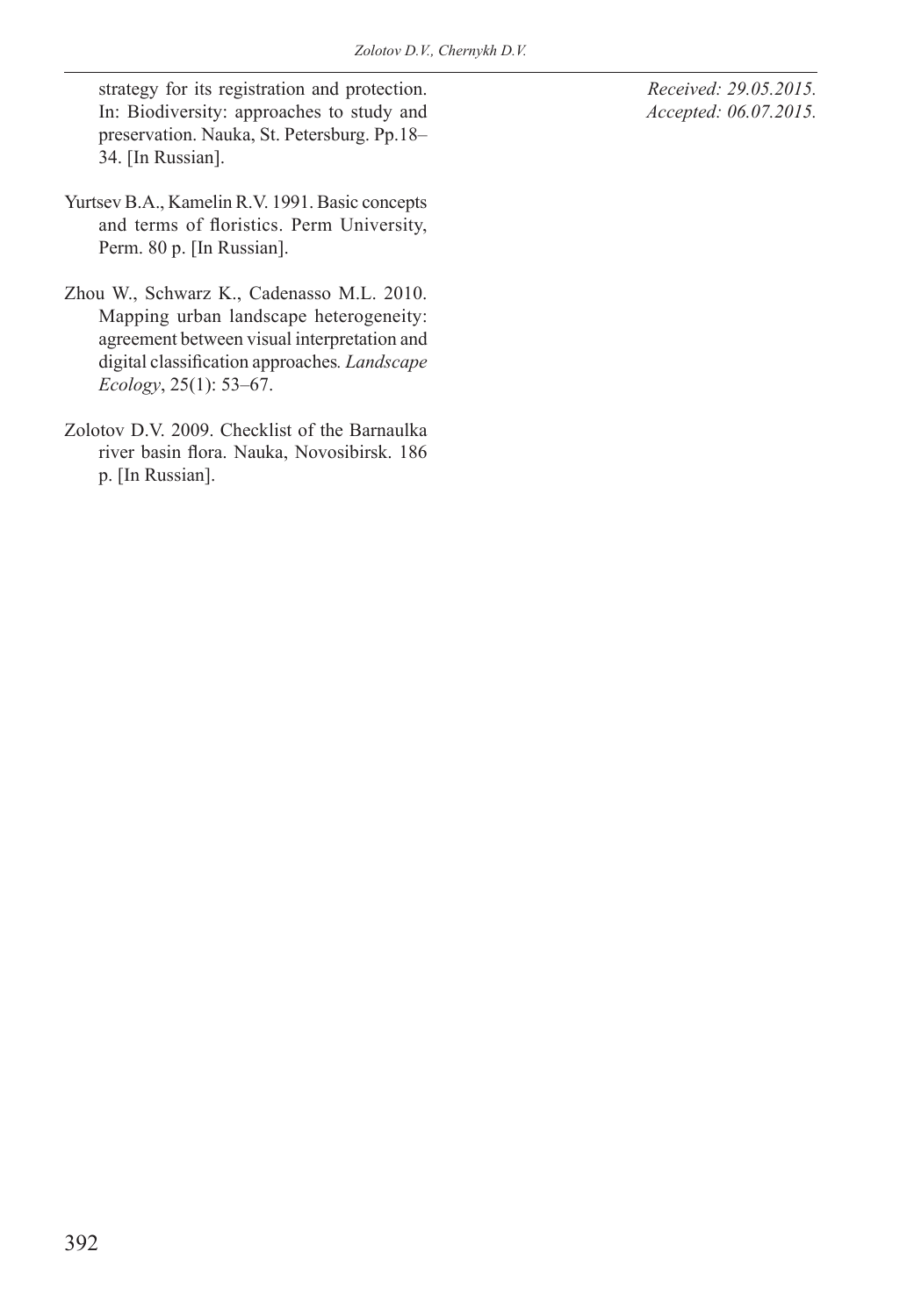strategy for its registration and protection. In: Biodiversity: approaches to study and preservation. Nauka, St. Petersburg. Pp.18–34. [In Russian].

Yurtsev B.A., Kamelin R.V. 1991. Basic concepts and terms of floristics. Perm University, Perm. 80 p. [In Russian].

Zhou W., Schwarz K., Cadenasso M.L. 2010. Mapping urban landscape heterogeneity: agreement between visual interpretation and digital classification approaches. *Landscape Ecology*, 25(1): 53–67.

Zolotov D.V. 2009. Checklist of the Barnaulka river basin flora. Nauka, Novosibirsk. 186 p. [In Russian].

*Received: 29.05.2015.*
*Accepted: 06.07.2015.*